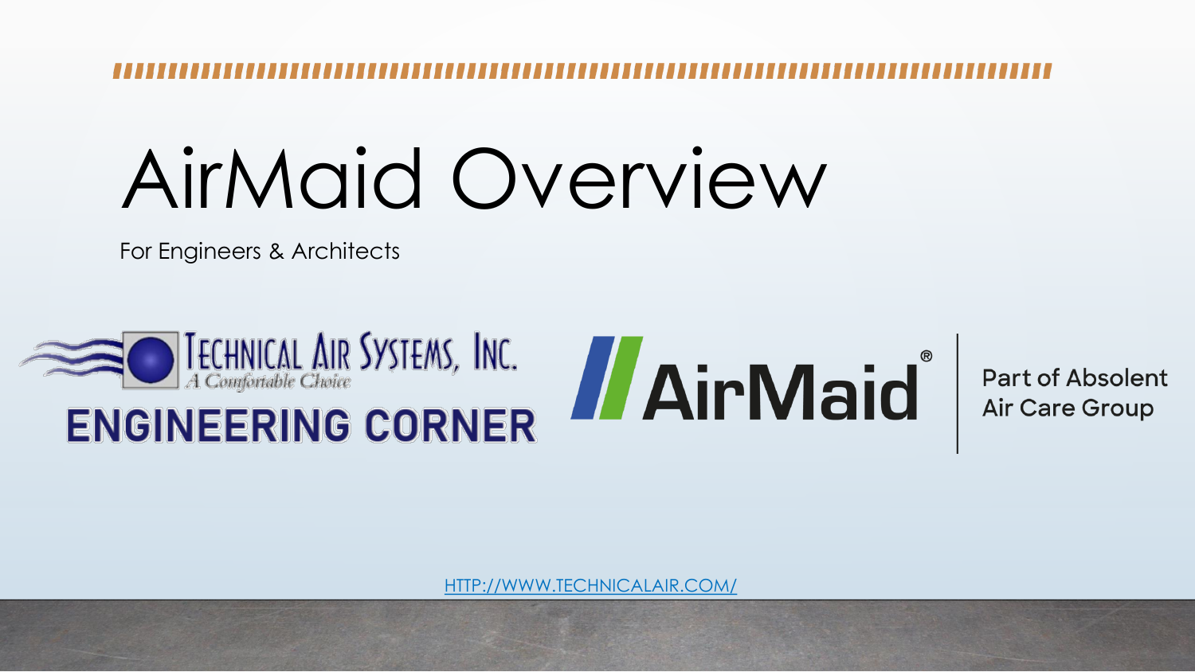# AirMaid Overview

For Engineers & Architects

Technical Air Systems, Inc.

*A Comfortable Choice*

ENGINEERING CORNER

AirMaid®

Part of Absolent Air Care Group

[HTTP://WWW.TECHNICALAIR.COM/](http://www.technicalair.com/)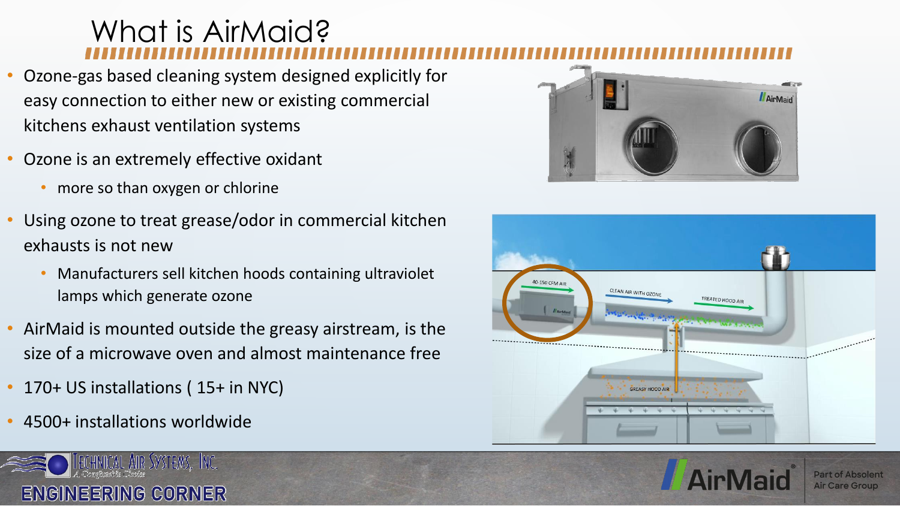# What is AirMaid?

- Ozone-gas based cleaning system designed explicitly for easy connection to either new or existing commercial kitchens exhaust ventilation systems
- Ozone is an extremely effective oxidant
  - more so than oxygen or chlorine
- Using ozone to treat grease/odor in commercial kitchen exhausts is not new
  - Manufacturers sell kitchen hoods containing ultraviolet lamps which generate ozone
- AirMaid is mounted outside the greasy airstream, is the size of a microwave oven and almost maintenance free
- 170+ US installations ( 15+ in NYC)
- 4500+ installations worldwide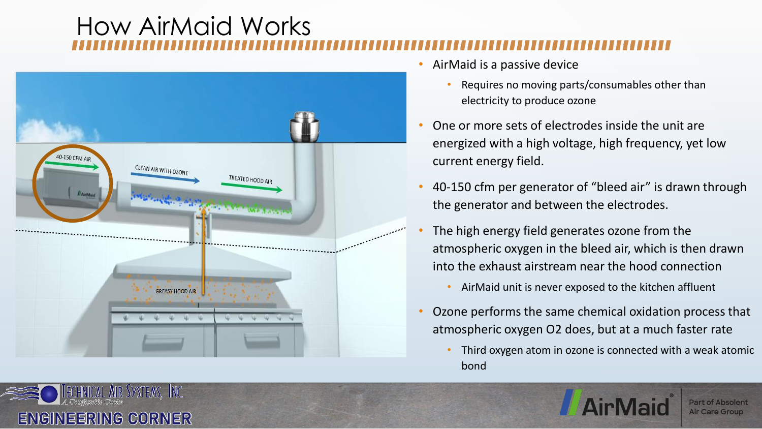# How AirMaid Works

- AirMaid is a passive device
  - Requires no moving parts/consumables other than electricity to produce ozone
- One or more sets of electrodes inside the unit are energized with a high voltage, high frequency, yet low current energy field.
- 40-150 cfm per generator of "bleed air" is drawn through the generator and between the electrodes.
- The high energy field generates ozone from the atmospheric oxygen in the bleed air, which is then drawn into the exhaust airstream near the hood connection
  - AirMaid unit is never exposed to the kitchen affluent
- Ozone performs the same chemical oxidation process that atmospheric oxygen O2 does, but at a much faster rate
  - Third oxygen atom in ozone is connected with a weak atomic bond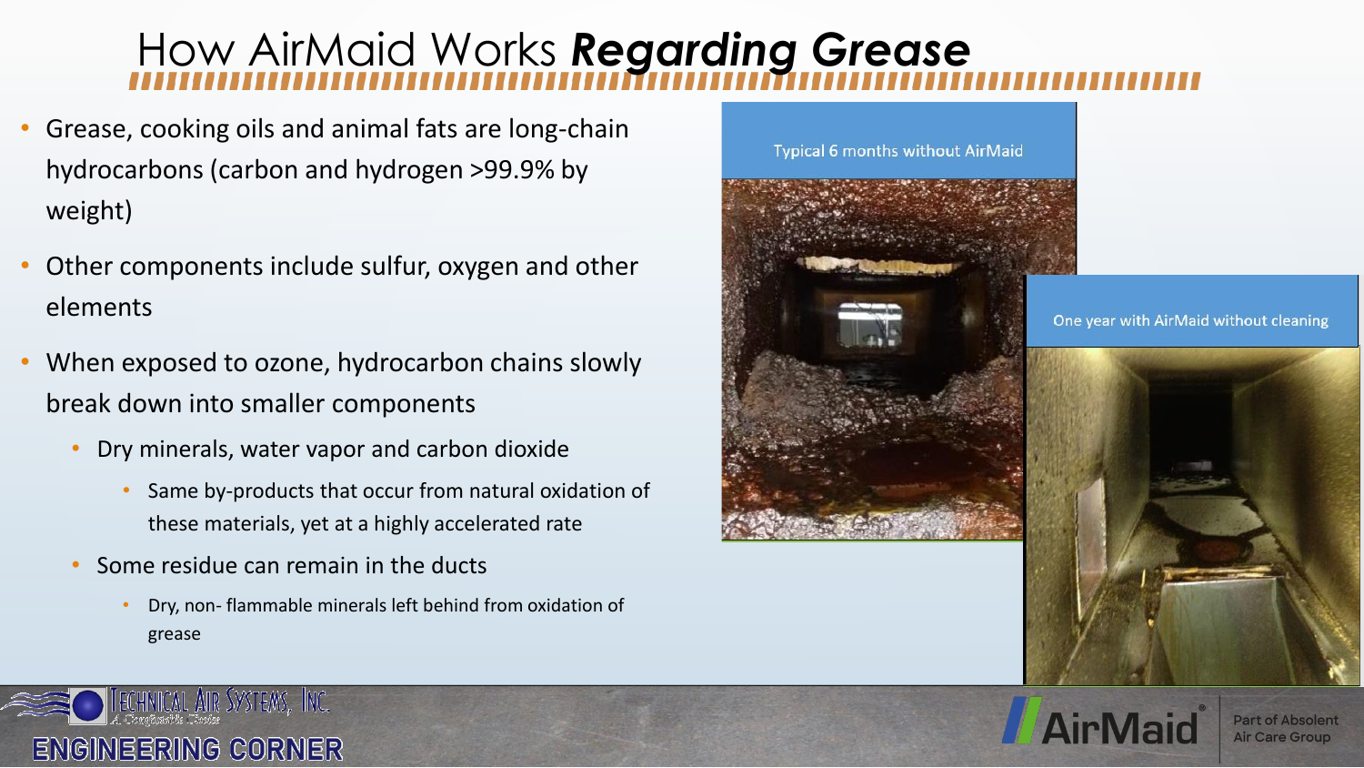# How AirMaid Works ***Regarding Grease***

- Grease, cooking oils and animal fats are long-chain hydrocarbons (carbon and hydrogen >99.9% by weight)
- Other components include sulfur, oxygen and other elements
- When exposed to ozone, hydrocarbon chains slowly break down into smaller components
  - Dry minerals, water vapor and carbon dioxide
    - Same by-products that occur from natural oxidation of these materials, yet at a highly accelerated rate
  - Some residue can remain in the ducts
    - Dry, non- flammable minerals left behind from oxidation of grease

Typical 6 months without AirMaid

One year with AirMaid without cleaning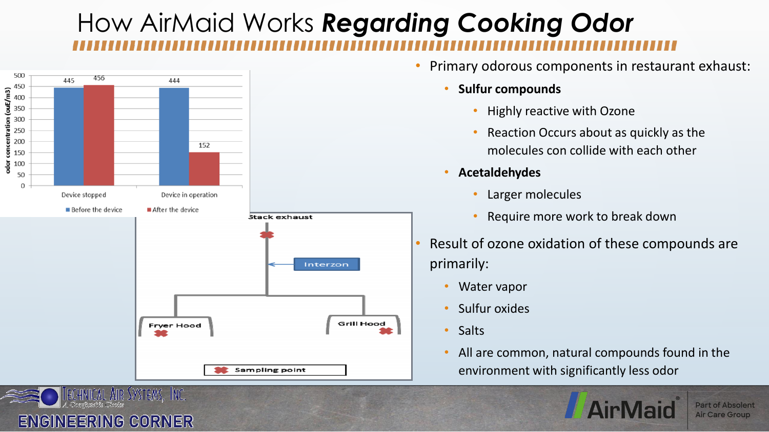# How AirMaid Works ***Regarding Cooking Odor***

- Primary odorous components in restaurant exhaust:
  - **Sulfur compounds**
    - Highly reactive with Ozone
    - Reaction Occurs about as quickly as the molecules con collide with each other
  - **Acetaldehydes**
    - Larger molecules
    - Require more work to break down
- Result of ozone oxidation of these compounds are primarily:
  - Water vapor
  - Sulfur oxides
  - Salts
  - All are common, natural compounds found in the environment with significantly less odor

| odor concentration (ouE/m3) | Before the device | After the device |
|---|---|---|
| Device stopped | 445 | 456 |
| Device in operation | 444 | 152 |

Stack exhaust

Interzon

Fryer Hood

Grill Hood

Sampling point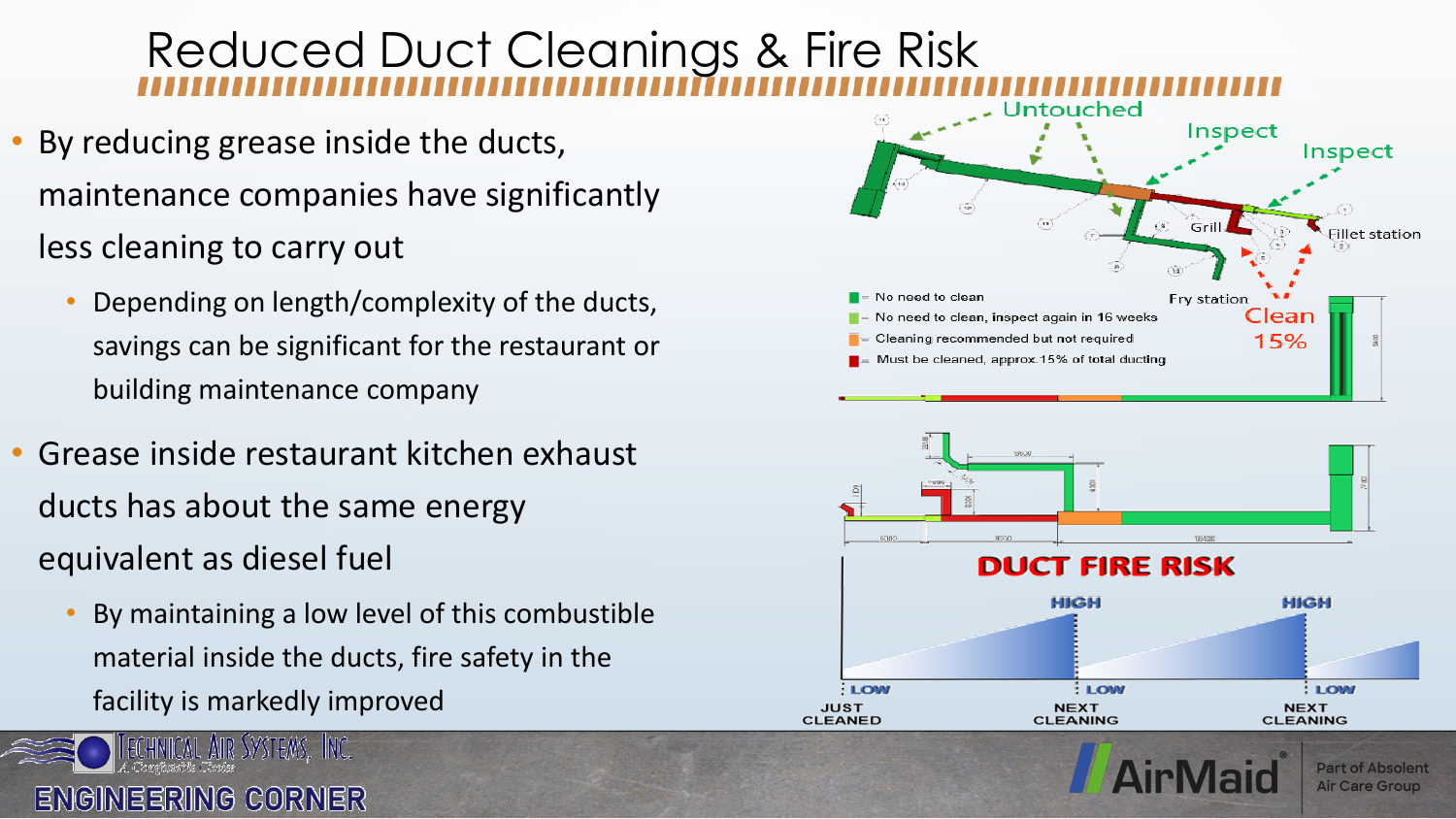# Reduced Duct Cleanings & Fire Risk

- By reducing grease inside the ducts, maintenance companies have significantly less cleaning to carry out
  - Depending on length/complexity of the ducts, savings can be significant for the restaurant or building maintenance company
- Grease inside restaurant kitchen exhaust ducts has about the same energy equivalent as diesel fuel
  - By maintaining a low level of this combustible material inside the ducts, fire safety in the facility is markedly improved

Untouched · Inspect · Inspect · Grill · Fillet station · Fry station · Clean 15%

- No need to clean
- No need to clean, inspect again in 16 weeks
- Cleaning recommended but not required
- Must be cleaned, approx 15% of total ducting

**DUCT FIRE RISK**

LOW · HIGH · LOW · HIGH · LOW

JUST CLEANED · NEXT CLEANING · NEXT CLEANING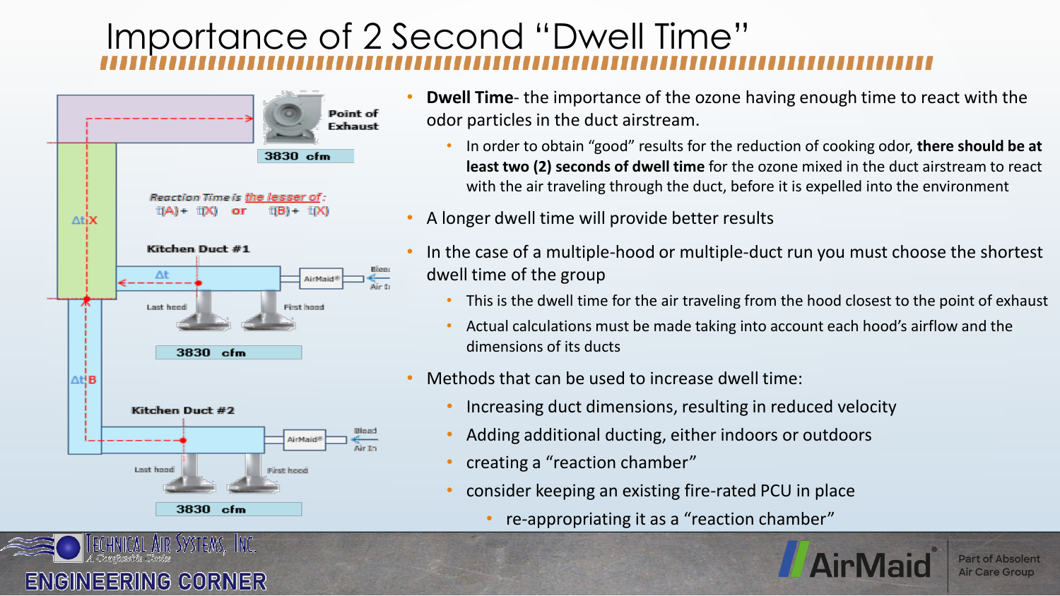# Importance of 2 Second "Dwell Time"

Point of Exhaust

3830 cfm

Reaction Time is the lesser of:
t(A) + t(X) or t(B) + t(X)

Δt X

Kitchen Duct #1

Δt

AirMaid®

Bleed Air In

Last hood

First hood

3830 cfm

Δt B

Kitchen Duct #2

AirMaid®

Bleed Air In

Last hood

First hood

3830 cfm

- **Dwell Time**- the importance of the ozone having enough time to react with the odor particles in the duct airstream.
  - In order to obtain "good" results for the reduction of cooking odor, **there should be at least two (2) seconds of dwell time** for the ozone mixed in the duct airstream to react with the air traveling through the duct, before it is expelled into the environment
- A longer dwell time will provide better results
- In the case of a multiple-hood or multiple-duct run you must choose the shortest dwell time of the group
  - This is the dwell time for the air traveling from the hood closest to the point of exhaust
  - Actual calculations must be made taking into account each hood's airflow and the dimensions of its ducts
- Methods that can be used to increase dwell time:
  - Increasing duct dimensions, resulting in reduced velocity
  - Adding additional ducting, either indoors or outdoors
  - creating a "reaction chamber"
  - consider keeping an existing fire-rated PCU in place
    - re-appropriating it as a "reaction chamber"

Technical Air Systems, Inc.
A Certified Dealer

ENGINEERING CORNER

AirMaid®

Part of Absolent Air Care Group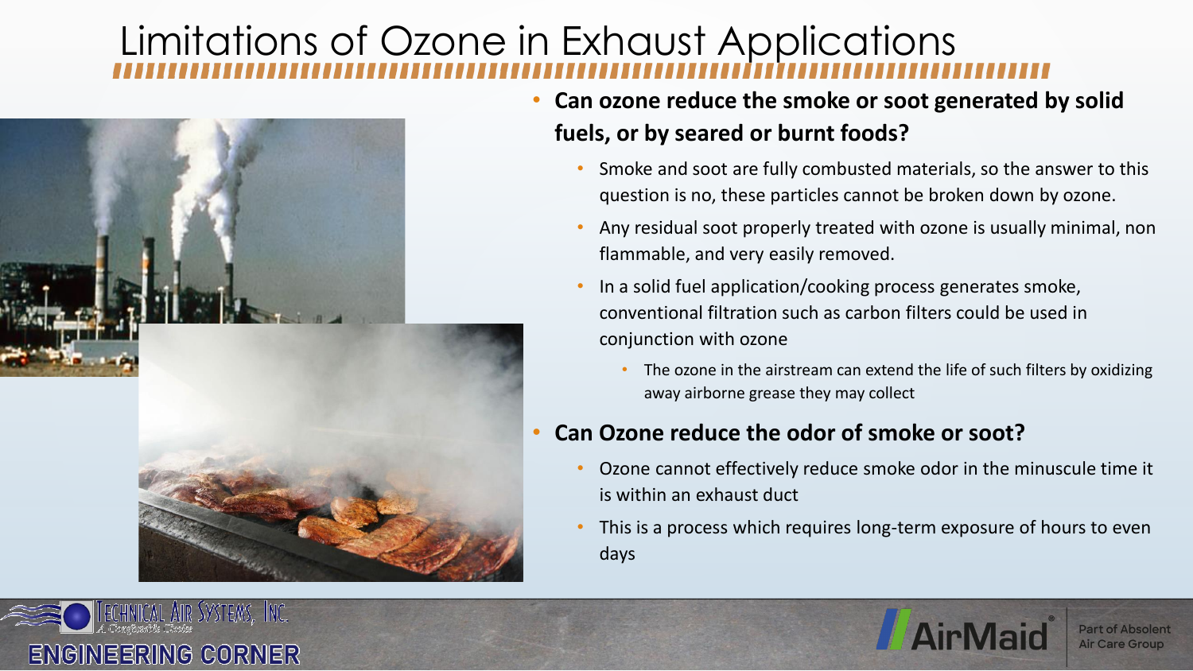# Limitations of Ozone in Exhaust Applications

- **Can ozone reduce the smoke or soot generated by solid fuels, or by seared or burnt foods?**
  - Smoke and soot are fully combusted materials, so the answer to this question is no, these particles cannot be broken down by ozone.
  - Any residual soot properly treated with ozone is usually minimal, non flammable, and very easily removed.
  - In a solid fuel application/cooking process generates smoke, conventional filtration such as carbon filters could be used in conjunction with ozone
    - The ozone in the airstream can extend the life of such filters by oxidizing away airborne grease they may collect
- **Can Ozone reduce the odor of smoke or soot?**
  - Ozone cannot effectively reduce smoke odor in the minuscule time it is within an exhaust duct
  - This is a process which requires long-term exposure of hours to even days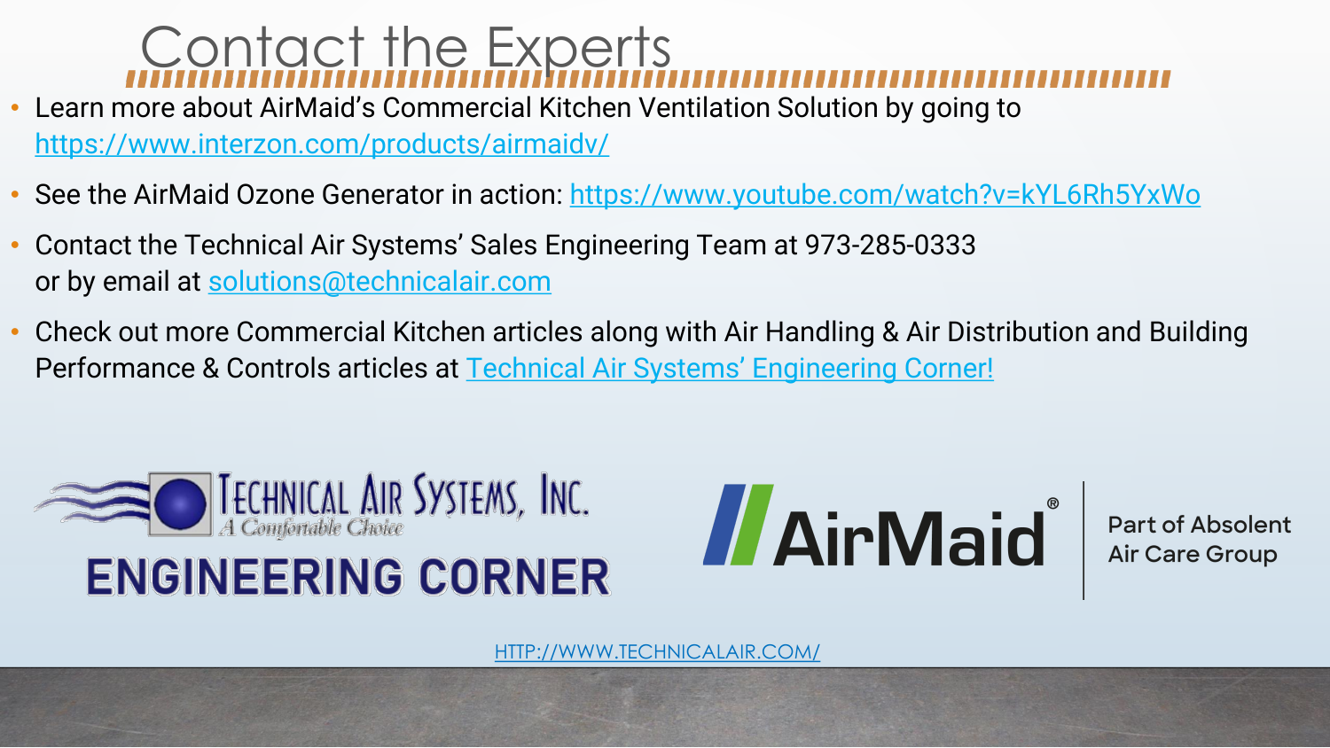# Contact the Experts

- Learn more about AirMaid's Commercial Kitchen Ventilation Solution by going to https://www.interzon.com/products/airmaidv/
- See the AirMaid Ozone Generator in action: https://www.youtube.com/watch?v=kYL6Rh5YxWo
- Contact the Technical Air Systems' Sales Engineering Team at 973-285-0333 or by email at solutions@technicalair.com
- Check out more Commercial Kitchen articles along with Air Handling & Air Distribution and Building Performance & Controls articles at Technical Air Systems' Engineering Corner!

Technical Air Systems, Inc.
A Comfortable Choice
ENGINEERING CORNER

AirMaid®
Part of Absolent Air Care Group

HTTP://WWW.TECHNICALAIR.COM/